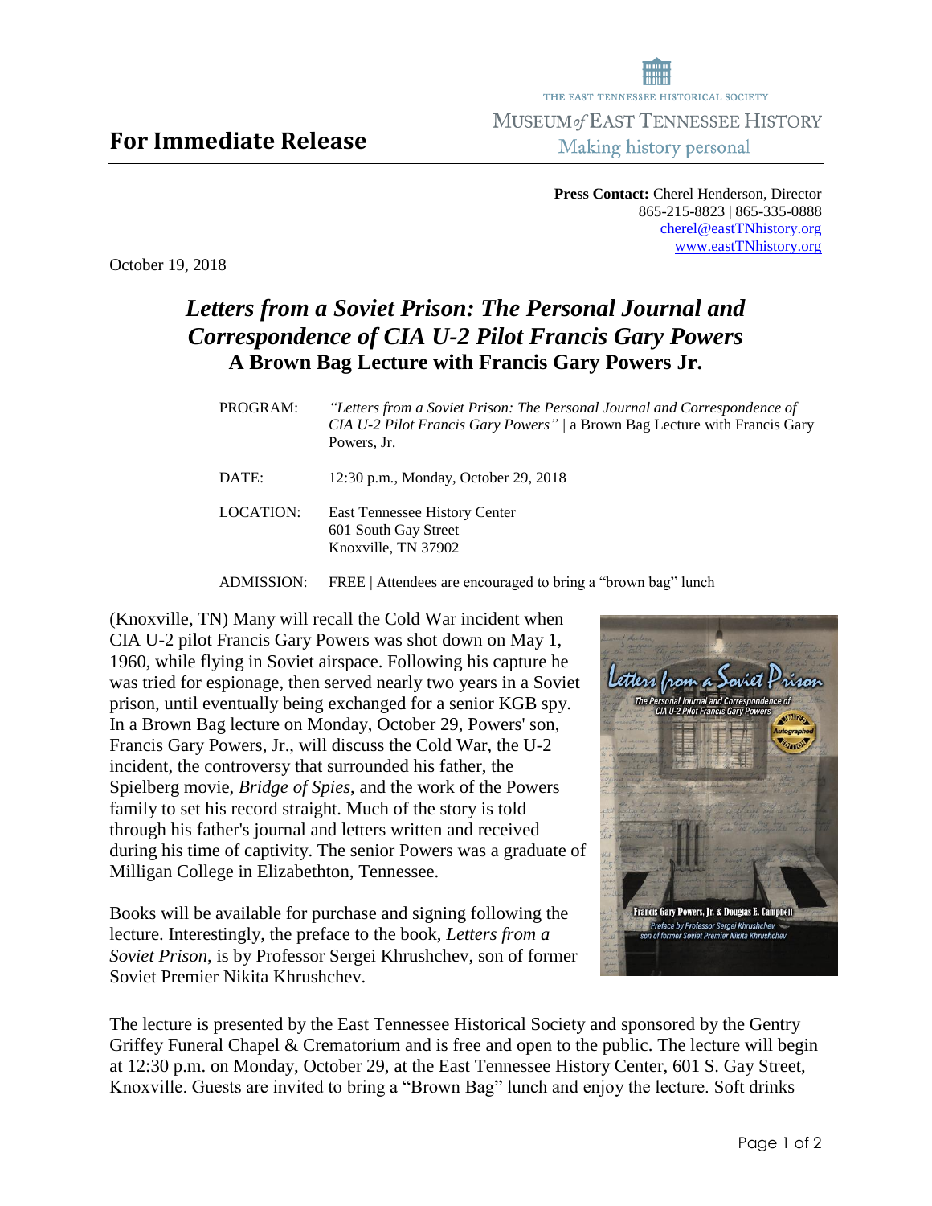THE EAST TENNESSEE HISTORICAL SOCIETY
MUSEUM of EAST TENNESSEE HISTORY
Making history personal

# For Immediate Release

**Press Contact:** Cherel Henderson, Director
865-215-8823 | 865-335-0888
cherel@eastTNhistory.org
www.eastTNhistory.org

October 19, 2018

## *Letters from a Soviet Prison: The Personal Journal and Correspondence of CIA U-2 Pilot Francis Gary Powers*
### A Brown Bag Lecture with Francis Gary Powers Jr.

| | |
|---|---|
| PROGRAM: | *"Letters from a Soviet Prison: The Personal Journal and Correspondence of CIA U-2 Pilot Francis Gary Powers"* \| a Brown Bag Lecture with Francis Gary Powers, Jr. |
| DATE: | 12:30 p.m., Monday, October 29, 2018 |
| LOCATION: | East Tennessee History Center<br>601 South Gay Street<br>Knoxville, TN 37902 |
| ADMISSION: | FREE \| Attendees are encouraged to bring a "brown bag" lunch |

(Knoxville, TN) Many will recall the Cold War incident when CIA U-2 pilot Francis Gary Powers was shot down on May 1, 1960, while flying in Soviet airspace. Following his capture he was tried for espionage, then served nearly two years in a Soviet prison, until eventually being exchanged for a senior KGB spy. In a Brown Bag lecture on Monday, October 29, Powers' son, Francis Gary Powers, Jr., will discuss the Cold War, the U-2 incident, the controversy that surrounded his father, the Spielberg movie, *Bridge of Spies*, and the work of the Powers family to set his record straight. Much of the story is told through his father's journal and letters written and received during his time of captivity. The senior Powers was a graduate of Milligan College in Elizabethton, Tennessee.

Books will be available for purchase and signing following the lecture. Interestingly, the preface to the book, *Letters from a Soviet Prison*, is by Professor Sergei Khrushchev, son of former Soviet Premier Nikita Khrushchev.

The lecture is presented by the East Tennessee Historical Society and sponsored by the Gentry Griffey Funeral Chapel & Crematorium and is free and open to the public. The lecture will begin at 12:30 p.m. on Monday, October 29, at the East Tennessee History Center, 601 S. Gay Street, Knoxville. Guests are invited to bring a "Brown Bag" lunch and enjoy the lecture. Soft drinks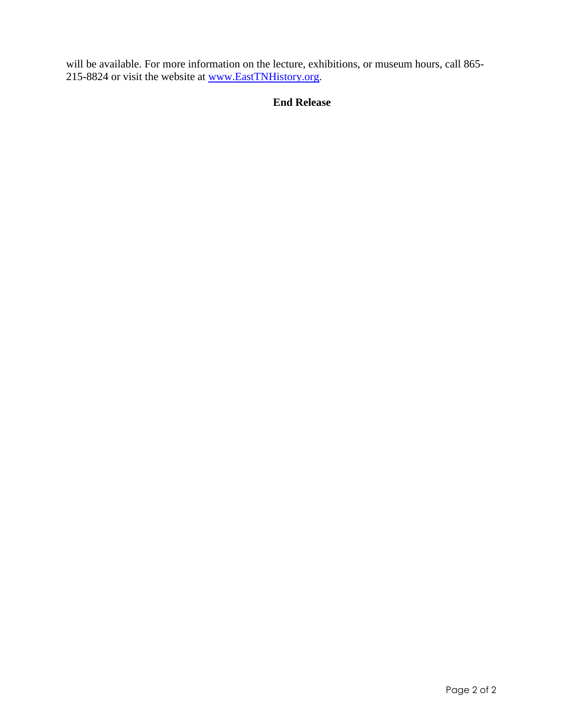will be available. For more information on the lecture, exhibitions, or museum hours, call 865-215-8824 or visit the website at [www.EastTNHistory.org](http://www.EastTNHistory.org).

**End Release**